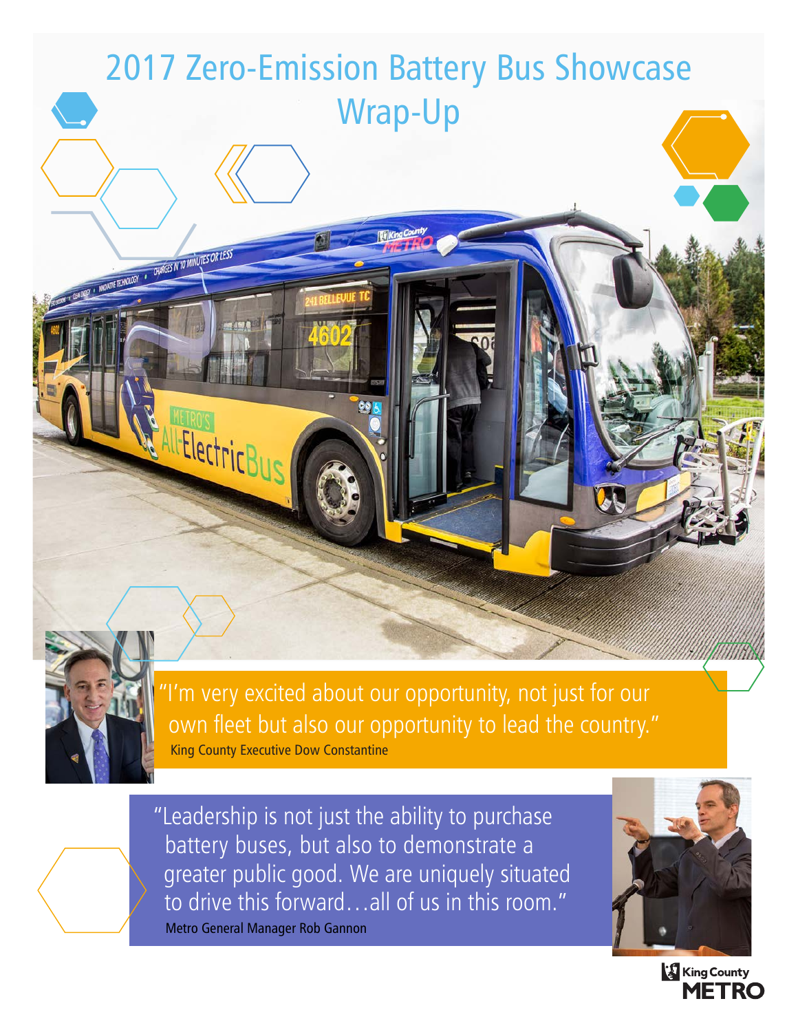# 2017 Zero-Emission Battery Bus Showcase Wrap-Up

"I'm very excited about our opportunity, not just for our own fleet but also our opportunity to lead the country."
King County Executive Dow Constantine

"Leadership is not just the ability to purchase battery buses, but also to demonstrate a greater public good. We are uniquely situated to drive this forward…all of us in this room."
Metro General Manager Rob Gannon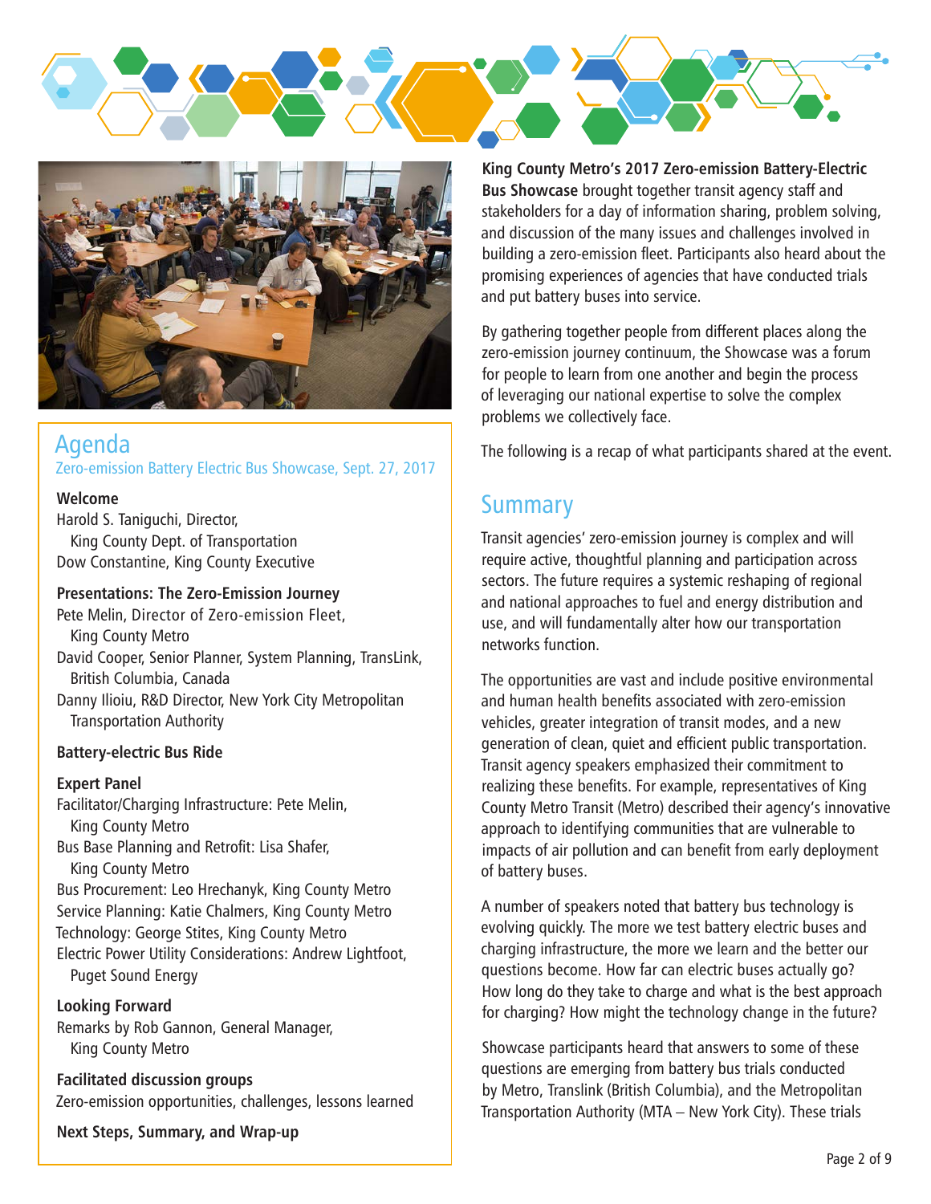## Agenda

Zero-emission Battery Electric Bus Showcase, Sept. 27, 2017

**Welcome**

Harold S. Taniguchi, Director, King County Dept. of Transportation

Dow Constantine, King County Executive

**Presentations: The Zero-Emission Journey**

Pete Melin, Director of Zero-emission Fleet, King County Metro

David Cooper, Senior Planner, System Planning, TransLink, British Columbia, Canada

Danny Ilioiu, R&D Director, New York City Metropolitan Transportation Authority

**Battery-electric Bus Ride**

**Expert Panel**

Facilitator/Charging Infrastructure: Pete Melin, King County Metro

Bus Base Planning and Retrofit: Lisa Shafer, King County Metro

Bus Procurement: Leo Hrechanyk, King County Metro

Service Planning: Katie Chalmers, King County Metro

Technology: George Stites, King County Metro

Electric Power Utility Considerations: Andrew Lightfoot, Puget Sound Energy

**Looking Forward**

Remarks by Rob Gannon, General Manager, King County Metro

**Facilitated discussion groups**

Zero-emission opportunities, challenges, lessons learned

**Next Steps, Summary, and Wrap-up**

**King County Metro's 2017 Zero-emission Battery-Electric Bus Showcase** brought together transit agency staff and stakeholders for a day of information sharing, problem solving, and discussion of the many issues and challenges involved in building a zero-emission fleet. Participants also heard about the promising experiences of agencies that have conducted trials and put battery buses into service.

By gathering together people from different places along the zero-emission journey continuum, the Showcase was a forum for people to learn from one another and begin the process of leveraging our national expertise to solve the complex problems we collectively face.

The following is a recap of what participants shared at the event.

## Summary

Transit agencies' zero-emission journey is complex and will require active, thoughtful planning and participation across sectors. The future requires a systemic reshaping of regional and national approaches to fuel and energy distribution and use, and will fundamentally alter how our transportation networks function.

The opportunities are vast and include positive environmental and human health benefits associated with zero-emission vehicles, greater integration of transit modes, and a new generation of clean, quiet and efficient public transportation. Transit agency speakers emphasized their commitment to realizing these benefits. For example, representatives of King County Metro Transit (Metro) described their agency's innovative approach to identifying communities that are vulnerable to impacts of air pollution and can benefit from early deployment of battery buses.

A number of speakers noted that battery bus technology is evolving quickly. The more we test battery electric buses and charging infrastructure, the more we learn and the better our questions become. How far can electric buses actually go? How long do they take to charge and what is the best approach for charging? How might the technology change in the future?

Showcase participants heard that answers to some of these questions are emerging from battery bus trials conducted by Metro, Translink (British Columbia), and the Metropolitan Transportation Authority (MTA – New York City). These trials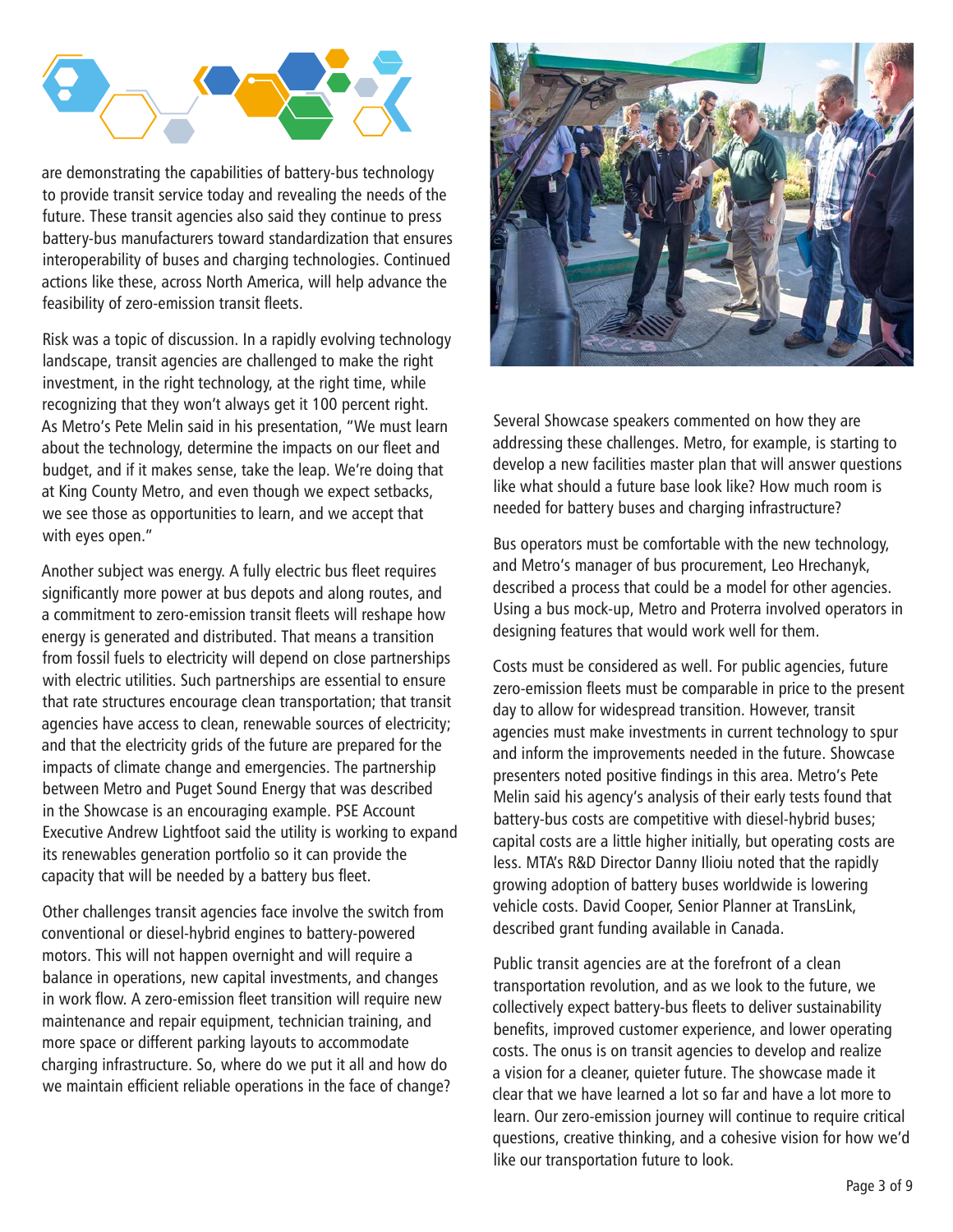are demonstrating the capabilities of battery-bus technology to provide transit service today and revealing the needs of the future. These transit agencies also said they continue to press battery-bus manufacturers toward standardization that ensures interoperability of buses and charging technologies. Continued actions like these, across North America, will help advance the feasibility of zero-emission transit fleets.

Risk was a topic of discussion. In a rapidly evolving technology landscape, transit agencies are challenged to make the right investment, in the right technology, at the right time, while recognizing that they won't always get it 100 percent right. As Metro's Pete Melin said in his presentation, "We must learn about the technology, determine the impacts on our fleet and budget, and if it makes sense, take the leap. We're doing that at King County Metro, and even though we expect setbacks, we see those as opportunities to learn, and we accept that with eyes open."

Another subject was energy. A fully electric bus fleet requires significantly more power at bus depots and along routes, and a commitment to zero-emission transit fleets will reshape how energy is generated and distributed. That means a transition from fossil fuels to electricity will depend on close partnerships with electric utilities. Such partnerships are essential to ensure that rate structures encourage clean transportation; that transit agencies have access to clean, renewable sources of electricity; and that the electricity grids of the future are prepared for the impacts of climate change and emergencies. The partnership between Metro and Puget Sound Energy that was described in the Showcase is an encouraging example. PSE Account Executive Andrew Lightfoot said the utility is working to expand its renewables generation portfolio so it can provide the capacity that will be needed by a battery bus fleet.

Other challenges transit agencies face involve the switch from conventional or diesel-hybrid engines to battery-powered motors. This will not happen overnight and will require a balance in operations, new capital investments, and changes in work flow. A zero-emission fleet transition will require new maintenance and repair equipment, technician training, and more space or different parking layouts to accommodate charging infrastructure. So, where do we put it all and how do we maintain efficient reliable operations in the face of change?

Several Showcase speakers commented on how they are addressing these challenges. Metro, for example, is starting to develop a new facilities master plan that will answer questions like what should a future base look like? How much room is needed for battery buses and charging infrastructure?

Bus operators must be comfortable with the new technology, and Metro's manager of bus procurement, Leo Hrechanyk, described a process that could be a model for other agencies. Using a bus mock-up, Metro and Proterra involved operators in designing features that would work well for them.

Costs must be considered as well. For public agencies, future zero-emission fleets must be comparable in price to the present day to allow for widespread transition. However, transit agencies must make investments in current technology to spur and inform the improvements needed in the future. Showcase presenters noted positive findings in this area. Metro's Pete Melin said his agency's analysis of their early tests found that battery-bus costs are competitive with diesel-hybrid buses; capital costs are a little higher initially, but operating costs are less. MTA's R&D Director Danny Ilioiu noted that the rapidly growing adoption of battery buses worldwide is lowering vehicle costs. David Cooper, Senior Planner at TransLink, described grant funding available in Canada.

Public transit agencies are at the forefront of a clean transportation revolution, and as we look to the future, we collectively expect battery-bus fleets to deliver sustainability benefits, improved customer experience, and lower operating costs. The onus is on transit agencies to develop and realize a vision for a cleaner, quieter future. The showcase made it clear that we have learned a lot so far and have a lot more to learn. Our zero-emission journey will continue to require critical questions, creative thinking, and a cohesive vision for how we'd like our transportation future to look.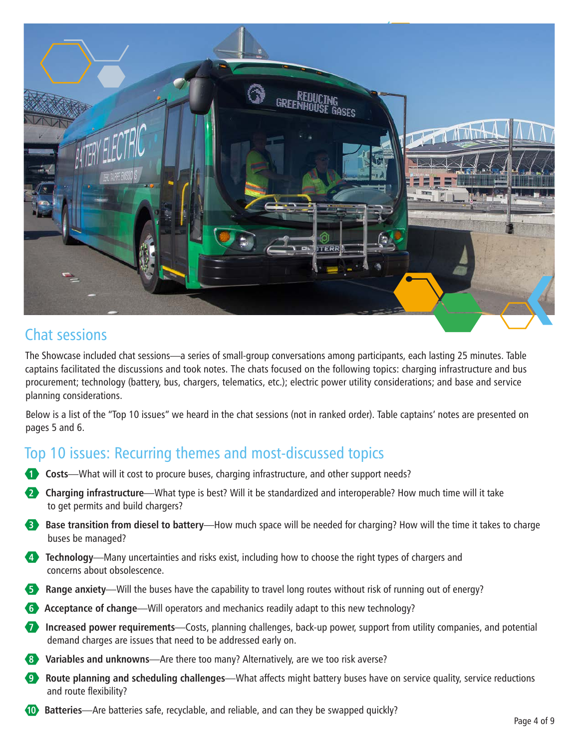## Chat sessions

The Showcase included chat sessions—a series of small-group conversations among participants, each lasting 25 minutes. Table captains facilitated the discussions and took notes. The chats focused on the following topics: charging infrastructure and bus procurement; technology (battery, bus, chargers, telematics, etc.); electric power utility considerations; and base and service planning considerations.

Below is a list of the "Top 10 issues" we heard in the chat sessions (not in ranked order). Table captains' notes are presented on pages 5 and 6.

## Top 10 issues: Recurring themes and most-discussed topics

1. **Costs**—What will it cost to procure buses, charging infrastructure, and other support needs?
2. **Charging infrastructure**—What type is best? Will it be standardized and interoperable? How much time will it take to get permits and build chargers?
3. **Base transition from diesel to battery**—How much space will be needed for charging? How will the time it takes to charge buses be managed?
4. **Technology**—Many uncertainties and risks exist, including how to choose the right types of chargers and concerns about obsolescence.
5. **Range anxiety**—Will the buses have the capability to travel long routes without risk of running out of energy?
6. **Acceptance of change**—Will operators and mechanics readily adapt to this new technology?
7. **Increased power requirements**—Costs, planning challenges, back-up power, support from utility companies, and potential demand charges are issues that need to be addressed early on.
8. **Variables and unknowns**—Are there too many? Alternatively, are we too risk averse?
9. **Route planning and scheduling challenges**—What affects might battery buses have on service quality, service reductions and route flexibility?
10. **Batteries**—Are batteries safe, recyclable, and reliable, and can they be swapped quickly?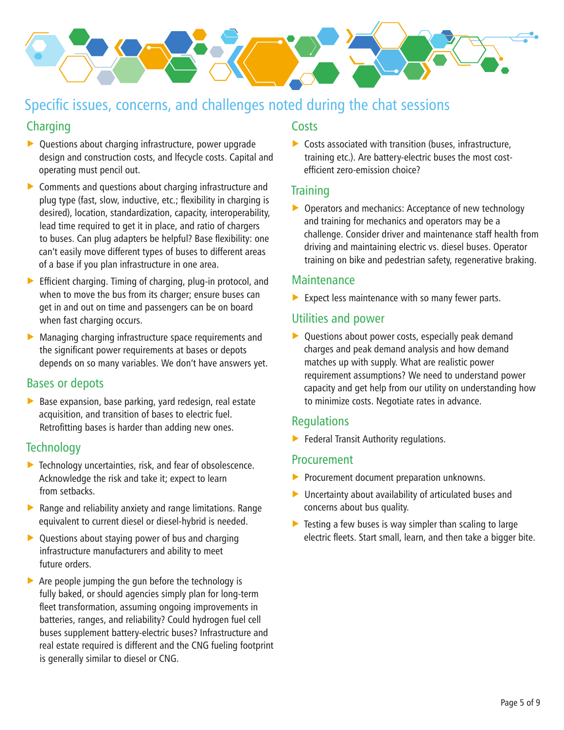## Specific issues, concerns, and challenges noted during the chat sessions

### Charging

- Questions about charging infrastructure, power upgrade design and construction costs, and lfecycle costs. Capital and operating must pencil out.
- Comments and questions about charging infrastructure and plug type (fast, slow, inductive, etc.; flexibility in charging is desired), location, standardization, capacity, interoperability, lead time required to get it in place, and ratio of chargers to buses. Can plug adapters be helpful? Base flexibility: one can't easily move different types of buses to different areas of a base if you plan infrastructure in one area.
- Efficient charging. Timing of charging, plug-in protocol, and when to move the bus from its charger; ensure buses can get in and out on time and passengers can be on board when fast charging occurs.
- Managing charging infrastructure space requirements and the significant power requirements at bases or depots depends on so many variables. We don't have answers yet.

### Bases or depots

- Base expansion, base parking, yard redesign, real estate acquisition, and transition of bases to electric fuel. Retrofitting bases is harder than adding new ones.

### Technology

- Technology uncertainties, risk, and fear of obsolescence. Acknowledge the risk and take it; expect to learn from setbacks.
- Range and reliability anxiety and range limitations. Range equivalent to current diesel or diesel-hybrid is needed.
- Questions about staying power of bus and charging infrastructure manufacturers and ability to meet future orders.
- Are people jumping the gun before the technology is fully baked, or should agencies simply plan for long-term fleet transformation, assuming ongoing improvements in batteries, ranges, and reliability? Could hydrogen fuel cell buses supplement battery-electric buses? Infrastructure and real estate required is different and the CNG fueling footprint is generally similar to diesel or CNG.

### Costs

- Costs associated with transition (buses, infrastructure, training etc.). Are battery-electric buses the most cost-efficient zero-emission choice?

### Training

- Operators and mechanics: Acceptance of new technology and training for mechanics and operators may be a challenge. Consider driver and maintenance staff health from driving and maintaining electric vs. diesel buses. Operator training on bike and pedestrian safety, regenerative braking.

### Maintenance

- Expect less maintenance with so many fewer parts.

### Utilities and power

- Questions about power costs, especially peak demand charges and peak demand analysis and how demand matches up with supply. What are realistic power requirement assumptions? We need to understand power capacity and get help from our utility on understanding how to minimize costs. Negotiate rates in advance.

### Regulations

- Federal Transit Authority regulations.

### Procurement

- Procurement document preparation unknowns.
- Uncertainty about availability of articulated buses and concerns about bus quality.
- Testing a few buses is way simpler than scaling to large electric fleets. Start small, learn, and then take a bigger bite.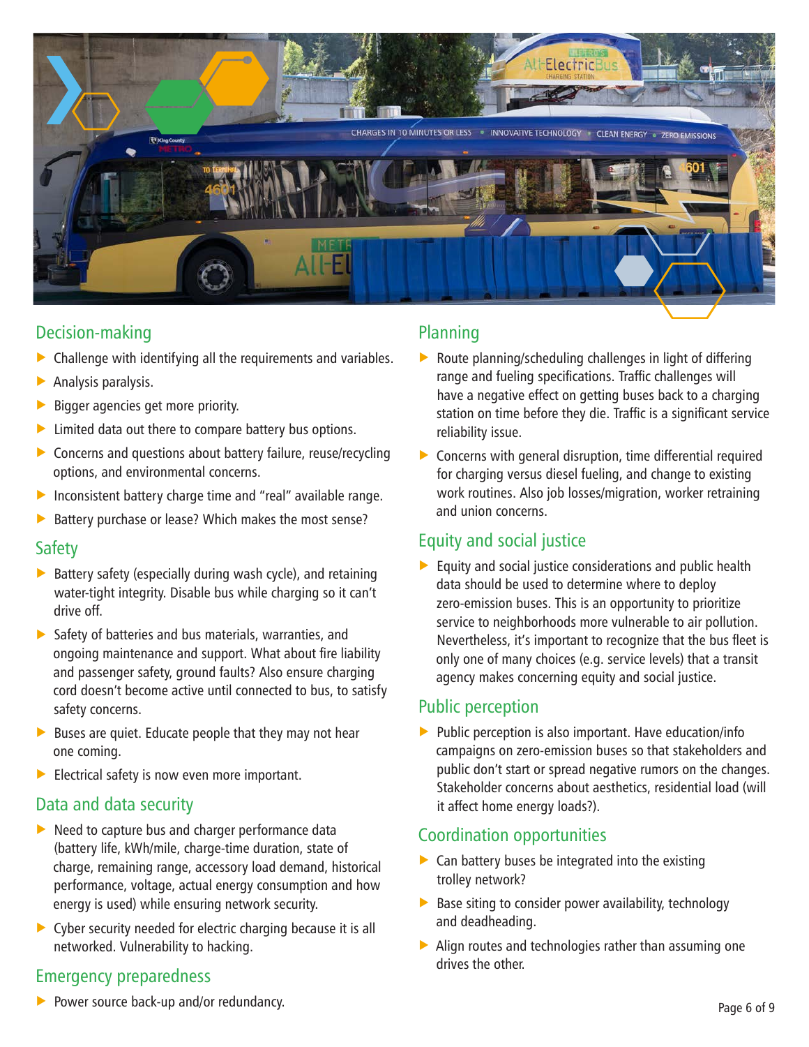## Decision-making

- Challenge with identifying all the requirements and variables.
- Analysis paralysis.
- Bigger agencies get more priority.
- Limited data out there to compare battery bus options.
- Concerns and questions about battery failure, reuse/recycling options, and environmental concerns.
- Inconsistent battery charge time and "real" available range.
- Battery purchase or lease? Which makes the most sense?

## Safety

- Battery safety (especially during wash cycle), and retaining water-tight integrity. Disable bus while charging so it can't drive off.
- Safety of batteries and bus materials, warranties, and ongoing maintenance and support. What about fire liability and passenger safety, ground faults? Also ensure charging cord doesn't become active until connected to bus, to satisfy safety concerns.
- Buses are quiet. Educate people that they may not hear one coming.
- Electrical safety is now even more important.

## Data and data security

- Need to capture bus and charger performance data (battery life, kWh/mile, charge-time duration, state of charge, remaining range, accessory load demand, historical performance, voltage, actual energy consumption and how energy is used) while ensuring network security.
- Cyber security needed for electric charging because it is all networked. Vulnerability to hacking.

## Emergency preparedness

- Power source back-up and/or redundancy.

## Planning

- Route planning/scheduling challenges in light of differing range and fueling specifications. Traffic challenges will have a negative effect on getting buses back to a charging station on time before they die. Traffic is a significant service reliability issue.
- Concerns with general disruption, time differential required for charging versus diesel fueling, and change to existing work routines. Also job losses/migration, worker retraining and union concerns.

## Equity and social justice

- Equity and social justice considerations and public health data should be used to determine where to deploy zero-emission buses. This is an opportunity to prioritize service to neighborhoods more vulnerable to air pollution. Nevertheless, it's important to recognize that the bus fleet is only one of many choices (e.g. service levels) that a transit agency makes concerning equity and social justice.

## Public perception

- Public perception is also important. Have education/info campaigns on zero-emission buses so that stakeholders and public don't start or spread negative rumors on the changes. Stakeholder concerns about aesthetics, residential load (will it affect home energy loads?).

## Coordination opportunities

- Can battery buses be integrated into the existing trolley network?
- Base siting to consider power availability, technology and deadheading.
- Align routes and technologies rather than assuming one drives the other.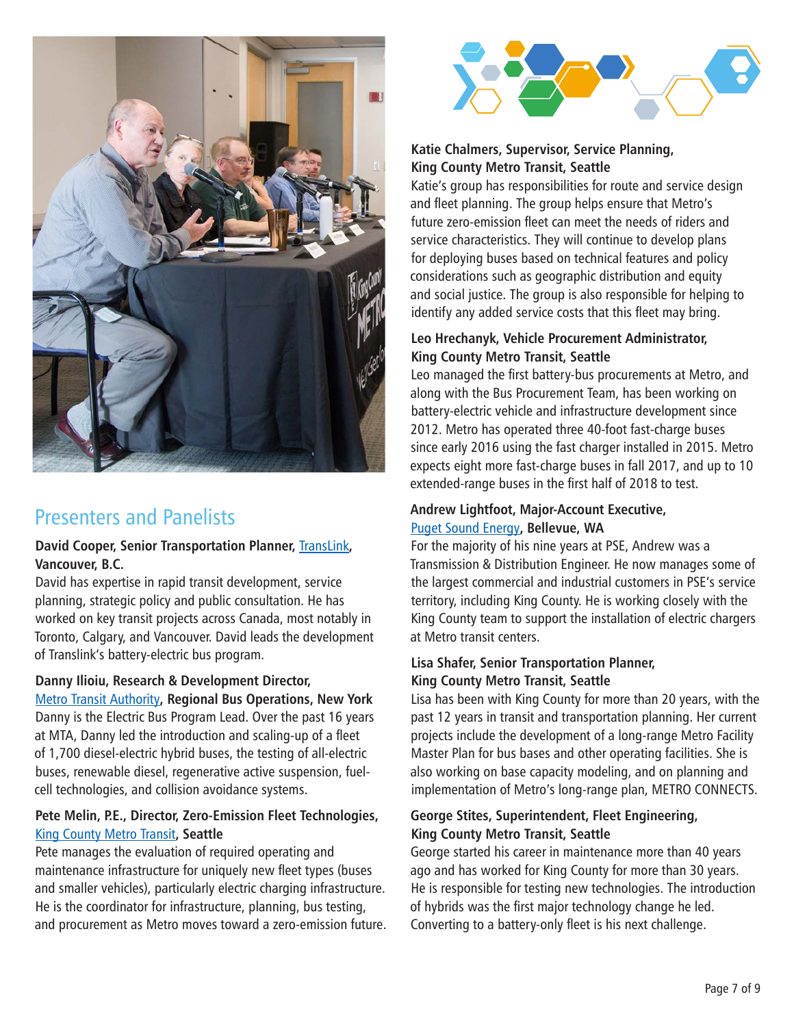## Presenters and Panelists

**David Cooper, Senior Transportation Planner, TransLink, Vancouver, B.C.**
David has expertise in rapid transit development, service planning, strategic policy and public consultation. He has worked on key transit projects across Canada, most notably in Toronto, Calgary, and Vancouver. David leads the development of Translink's battery-electric bus program.

**Danny Ilioiu, Research & Development Director, Metro Transit Authority, Regional Bus Operations, New York**
Danny is the Electric Bus Program Lead. Over the past 16 years at MTA, Danny led the introduction and scaling-up of a fleet of 1,700 diesel-electric hybrid buses, the testing of all-electric buses, renewable diesel, regenerative active suspension, fuel-cell technologies, and collision avoidance systems.

**Pete Melin, P.E., Director, Zero-Emission Fleet Technologies, King County Metro Transit, Seattle**
Pete manages the evaluation of required operating and maintenance infrastructure for uniquely new fleet types (buses and smaller vehicles), particularly electric charging infrastructure. He is the coordinator for infrastructure, planning, bus testing, and procurement as Metro moves toward a zero-emission future.

**Katie Chalmers, Supervisor, Service Planning, King County Metro Transit, Seattle**
Katie's group has responsibilities for route and service design and fleet planning. The group helps ensure that Metro's future zero-emission fleet can meet the needs of riders and service characteristics. They will continue to develop plans for deploying buses based on technical features and policy considerations such as geographic distribution and equity and social justice. The group is also responsible for helping to identify any added service costs that this fleet may bring.

**Leo Hrechanyk, Vehicle Procurement Administrator, King County Metro Transit, Seattle**
Leo managed the first battery-bus procurements at Metro, and along with the Bus Procurement Team, has been working on battery-electric vehicle and infrastructure development since 2012. Metro has operated three 40-foot fast-charge buses since early 2016 using the fast charger installed in 2015. Metro expects eight more fast-charge buses in fall 2017, and up to 10 extended-range buses in the first half of 2018 to test.

**Andrew Lightfoot, Major-Account Executive, Puget Sound Energy, Bellevue, WA**
For the majority of his nine years at PSE, Andrew was a Transmission & Distribution Engineer. He now manages some of the largest commercial and industrial customers in PSE's service territory, including King County. He is working closely with the King County team to support the installation of electric chargers at Metro transit centers.

**Lisa Shafer, Senior Transportation Planner, King County Metro Transit, Seattle**
Lisa has been with King County for more than 20 years, with the past 12 years in transit and transportation planning. Her current projects include the development of a long-range Metro Facility Master Plan for bus bases and other operating facilities. She is also working on base capacity modeling, and on planning and implementation of Metro's long-range plan, METRO CONNECTS.

**George Stites, Superintendent, Fleet Engineering, King County Metro Transit, Seattle**
George started his career in maintenance more than 40 years ago and has worked for King County for more than 30 years. He is responsible for testing new technologies. The introduction of hybrids was the first major technology change he led. Converting to a battery-only fleet is his next challenge.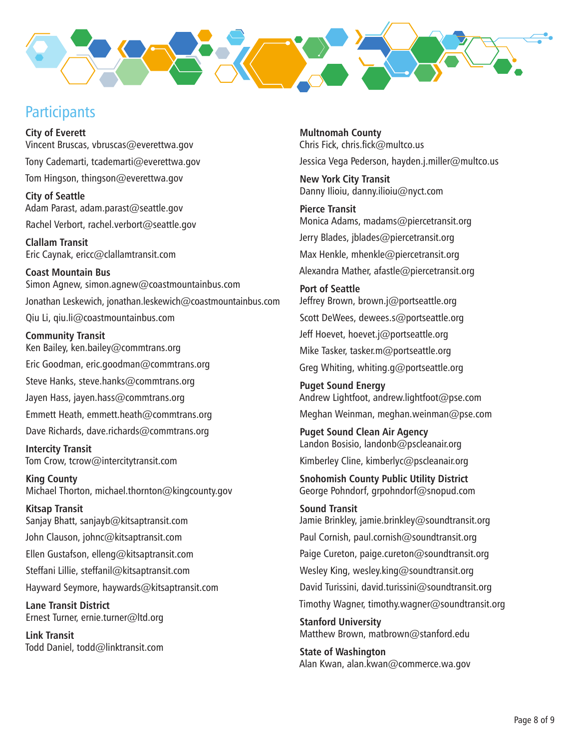## Participants

**City of Everett**
Vincent Bruscas, vbruscas@everettwa.gov

Tony Cademarti, tcademarti@everettwa.gov

Tom Hingson, thingson@everettwa.gov

**City of Seattle**
Adam Parast, adam.parast@seattle.gov

Rachel Verbort, rachel.verbort@seattle.gov

**Clallam Transit**
Eric Caynak, ericc@clallamtransit.com

**Coast Mountain Bus**
Simon Agnew, simon.agnew@coastmountainbus.com

Jonathan Leskewich, jonathan.leskewich@coastmountainbus.com

Qiu Li, qiu.li@coastmountainbus.com

**Community Transit**
Ken Bailey, ken.bailey@commtrans.org

Eric Goodman, eric.goodman@commtrans.org

Steve Hanks, steve.hanks@commtrans.org

Jayen Hass, jayen.hass@commtrans.org

Emmett Heath, emmett.heath@commtrans.org

Dave Richards, dave.richards@commtrans.org

**Intercity Transit**
Tom Crow, tcrow@intercitytransit.com

**King County**
Michael Thornton, michael.thornton@kingcounty.gov

**Kitsap Transit**
Sanjay Bhatt, sanjayb@kitsaptransit.com

John Clauson, johnc@kitsaptransit.com

Ellen Gustafson, elleng@kitsaptransit.com

Steffani Lillie, steffanil@kitsaptransit.com

Hayward Seymore, haywards@kitsaptransit.com

**Lane Transit District**
Ernest Turner, ernie.turner@ltd.org

**Link Transit**
Todd Daniel, todd@linktransit.com

**Multnomah County**
Chris Fick, chris.fick@multco.us

Jessica Vega Pederson, hayden.j.miller@multco.us

**New York City Transit**
Danny Ilioiu, danny.ilioiu@nyct.com

**Pierce Transit**
Monica Adams, madams@piercetransit.org

Jerry Blades, jblades@piercetransit.org

Max Henkle, mhenkle@piercetransit.org

Alexandra Mather, afastle@piercetransit.org

**Port of Seattle**
Jeffrey Brown, brown.j@portseattle.org

Scott DeWees, dewees.s@portseattle.org

Jeff Hoevet, hoevet.j@portseattle.org

Mike Tasker, tasker.m@portseattle.org

Greg Whiting, whiting.g@portseattle.org

**Puget Sound Energy**
Andrew Lightfoot, andrew.lightfoot@pse.com

Meghan Weinman, meghan.weinman@pse.com

**Puget Sound Clean Air Agency**
Landon Bosisio, landonb@pscleanair.org

Kimberley Cline, kimberlyc@pscleanair.org

**Snohomish County Public Utility District**
George Pohndorf, grpohndorf@snopud.com

**Sound Transit**
Jamie Brinkley, jamie.brinkley@soundtransit.org

Paul Cornish, paul.cornish@soundtransit.org

Paige Cureton, paige.cureton@soundtransit.org

Wesley King, wesley.king@soundtransit.org

David Turissini, david.turissini@soundtransit.org

Timothy Wagner, timothy.wagner@soundtransit.org

**Stanford University**
Matthew Brown, matbrown@stanford.edu

**State of Washington**
Alan Kwan, alan.kwan@commerce.wa.gov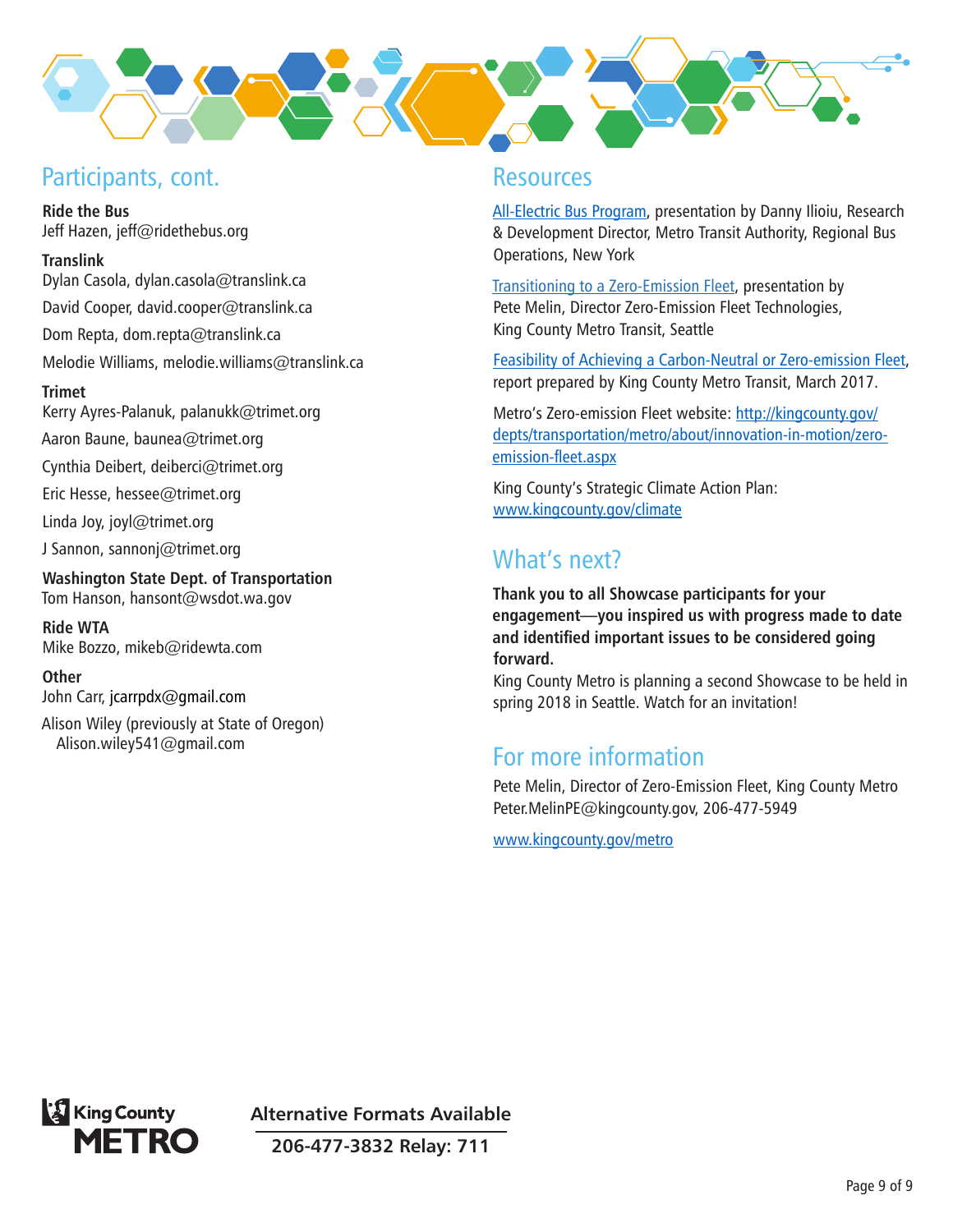## Participants, cont.

**Ride the Bus**
Jeff Hazen, jeff@ridethebus.org

**Translink**
Dylan Casola, dylan.casola@translink.ca

David Cooper, david.cooper@translink.ca

Dom Repta, dom.repta@translink.ca

Melodie Williams, melodie.williams@translink.ca

**Trimet**
Kerry Ayres-Palanuk, palanukk@trimet.org

Aaron Baune, baunea@trimet.org

Cynthia Deibert, deiberci@trimet.org

Eric Hesse, hessee@trimet.org

Linda Joy, joyl@trimet.org

J Sannon, sannonj@trimet.org

**Washington State Dept. of Transportation**
Tom Hanson, hansont@wsdot.wa.gov

**Ride WTA**
Mike Bozzo, mikeb@ridewta.com

**Other**
John Carr, jcarrpdx@gmail.com

Alison Wiley (previously at State of Oregon)
Alison.wiley541@gmail.com

## Resources

All-Electric Bus Program, presentation by Danny Ilioiu, Research & Development Director, Metro Transit Authority, Regional Bus Operations, New York

Transitioning to a Zero-Emission Fleet, presentation by Pete Melin, Director Zero-Emission Fleet Technologies, King County Metro Transit, Seattle

Feasibility of Achieving a Carbon-Neutral or Zero-emission Fleet, report prepared by King County Metro Transit, March 2017.

Metro's Zero-emission Fleet website: http://kingcounty.gov/depts/transportation/metro/about/innovation-in-motion/zero-emission-fleet.aspx

King County's Strategic Climate Action Plan: www.kingcounty.gov/climate

## What's next?

**Thank you to all Showcase participants for your engagement—you inspired us with progress made to date and identified important issues to be considered going forward.**

King County Metro is planning a second Showcase to be held in spring 2018 in Seattle. Watch for an invitation!

## For more information

Pete Melin, Director of Zero-Emission Fleet, King County Metro
Peter.MelinPE@kingcounty.gov, 206-477-5949

www.kingcounty.gov/metro

King County METRO

**Alternative Formats Available**

**206-477-3832 Relay: 711**